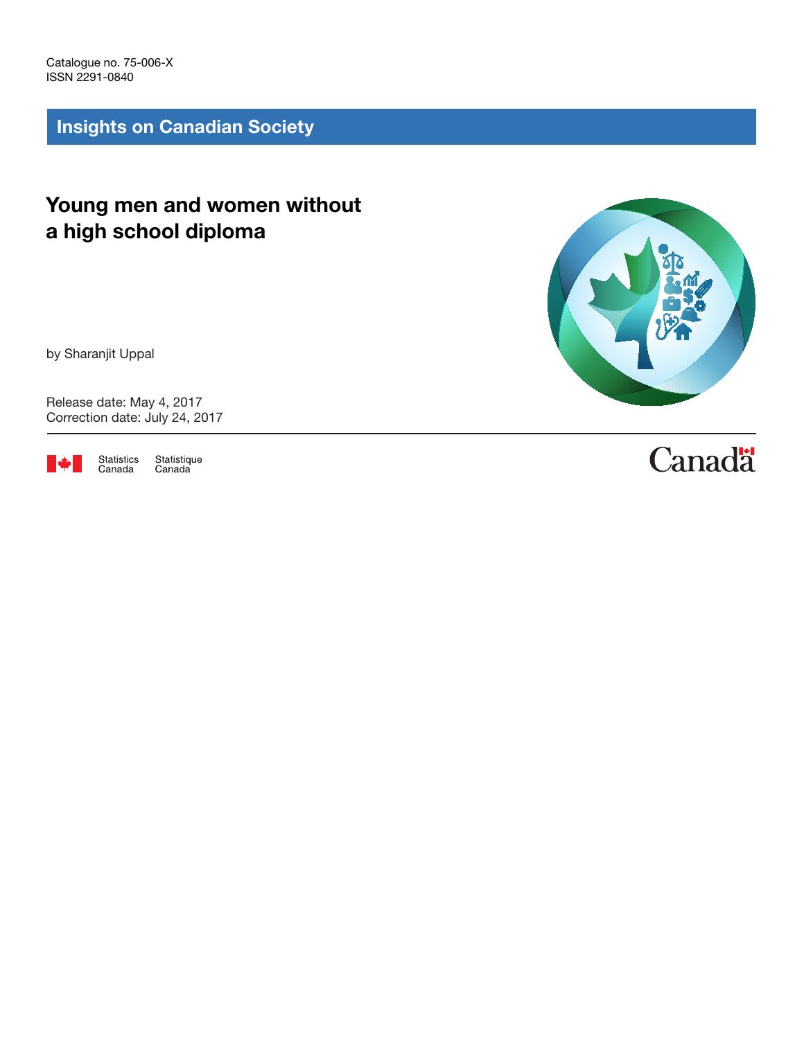Catalogue no. 75-006-X
ISSN 2291-0840

## Insights on Canadian Society

# Young men and women without a high school diploma

by Sharanjit Uppal

Release date: May 4, 2017
Correction date: July 24, 2017

Statistics Canada Statistique Canada

Canada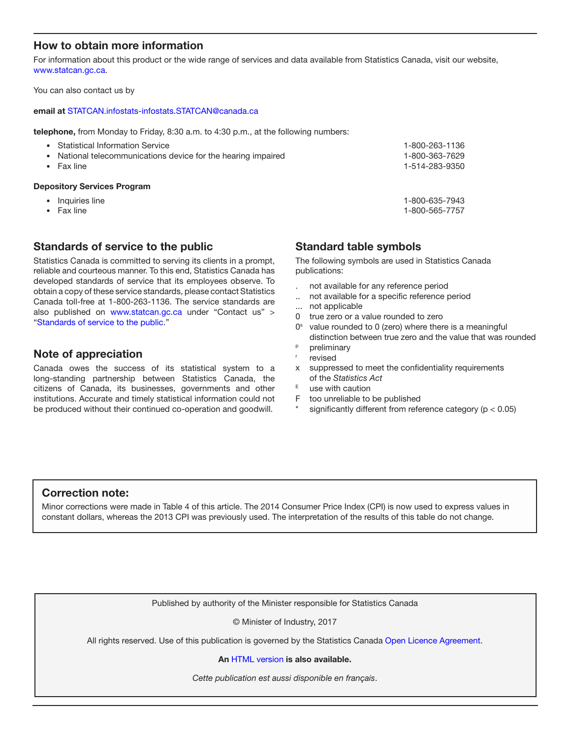## How to obtain more information

For information about this product or the wide range of services and data available from Statistics Canada, visit our website, www.statcan.gc.ca.

You can also contact us by

**email at** STATCAN.infostats-infostats.STATCAN@canada.ca

**telephone,** from Monday to Friday, 8:30 a.m. to 4:30 p.m., at the following numbers:

- Statistical Information Service 1-800-263-1136
- National telecommunications device for the hearing impaired 1-800-363-7629
- Fax line 1-514-283-9350

**Depository Services Program**

- Inquiries line 1-800-635-7943
- Fax line 1-800-565-7757

## Standards of service to the public

Statistics Canada is committed to serving its clients in a prompt, reliable and courteous manner. To this end, Statistics Canada has developed standards of service that its employees observe. To obtain a copy of these service standards, please contact Statistics Canada toll-free at 1-800-263-1136. The service standards are also published on www.statcan.gc.ca under "Contact us" > "Standards of service to the public."

## Note of appreciation

Canada owes the success of its statistical system to a long-standing partnership between Statistics Canada, the citizens of Canada, its businesses, governments and other institutions. Accurate and timely statistical information could not be produced without their continued co-operation and goodwill.

## Standard table symbols

The following symbols are used in Statistics Canada publications:

- . not available for any reference period
- .. not available for a specific reference period
- ... not applicable
- 0 true zero or a value rounded to zero
- 0s value rounded to 0 (zero) where there is a meaningful distinction between true zero and the value that was rounded
- p preliminary
- r revised
- x suppressed to meet the confidentiality requirements of the *Statistics Act*
- E use with caution
- F too unreliable to be published
- * significantly different from reference category ($p < 0.05$)

## Correction note:

Minor corrections were made in Table 4 of this article. The 2014 Consumer Price Index (CPI) is now used to express values in constant dollars, whereas the 2013 CPI was previously used. The interpretation of the results of this table do not change.

Published by authority of the Minister responsible for Statistics Canada

© Minister of Industry, 2017

All rights reserved. Use of this publication is governed by the Statistics Canada Open Licence Agreement.

**An HTML version is also available.**

*Cette publication est aussi disponible en français*.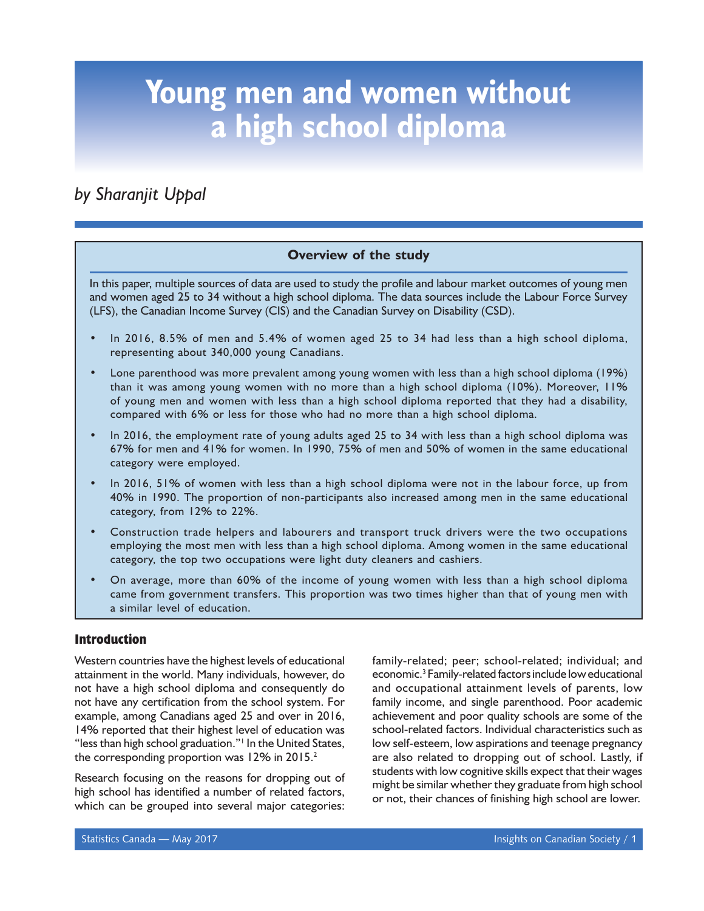# Young men and women without a high school diploma

*by Sharanjit Uppal*

### Overview of the study

In this paper, multiple sources of data are used to study the profile and labour market outcomes of young men and women aged 25 to 34 without a high school diploma. The data sources include the Labour Force Survey (LFS), the Canadian Income Survey (CIS) and the Canadian Survey on Disability (CSD).

- In 2016, 8.5% of men and 5.4% of women aged 25 to 34 had less than a high school diploma, representing about 340,000 young Canadians.
- Lone parenthood was more prevalent among young women with less than a high school diploma (19%) than it was among young women with no more than a high school diploma (10%). Moreover, 11% of young men and women with less than a high school diploma reported that they had a disability, compared with 6% or less for those who had no more than a high school diploma.
- In 2016, the employment rate of young adults aged 25 to 34 with less than a high school diploma was 67% for men and 41% for women. In 1990, 75% of men and 50% of women in the same educational category were employed.
- In 2016, 51% of women with less than a high school diploma were not in the labour force, up from 40% in 1990. The proportion of non-participants also increased among men in the same educational category, from 12% to 22%.
- Construction trade helpers and labourers and transport truck drivers were the two occupations employing the most men with less than a high school diploma. Among women in the same educational category, the top two occupations were light duty cleaners and cashiers.
- On average, more than 60% of the income of young women with less than a high school diploma came from government transfers. This proportion was two times higher than that of young men with a similar level of education.

## Introduction

Western countries have the highest levels of educational attainment in the world. Many individuals, however, do not have a high school diploma and consequently do not have any certification from the school system. For example, among Canadians aged 25 and over in 2016, 14% reported that their highest level of education was "less than high school graduation."[1] In the United States, the corresponding proportion was 12% in 2015.[2]

Research focusing on the reasons for dropping out of high school has identified a number of related factors, which can be grouped into several major categories: family-related; peer; school-related; individual; and economic.[3] Family-related factors include low educational and occupational attainment levels of parents, low family income, and single parenthood. Poor academic achievement and poor quality schools are some of the school-related factors. Individual characteristics such as low self-esteem, low aspirations and teenage pregnancy are also related to dropping out of school. Lastly, if students with low cognitive skills expect that their wages might be similar whether they graduate from high school or not, their chances of finishing high school are lower.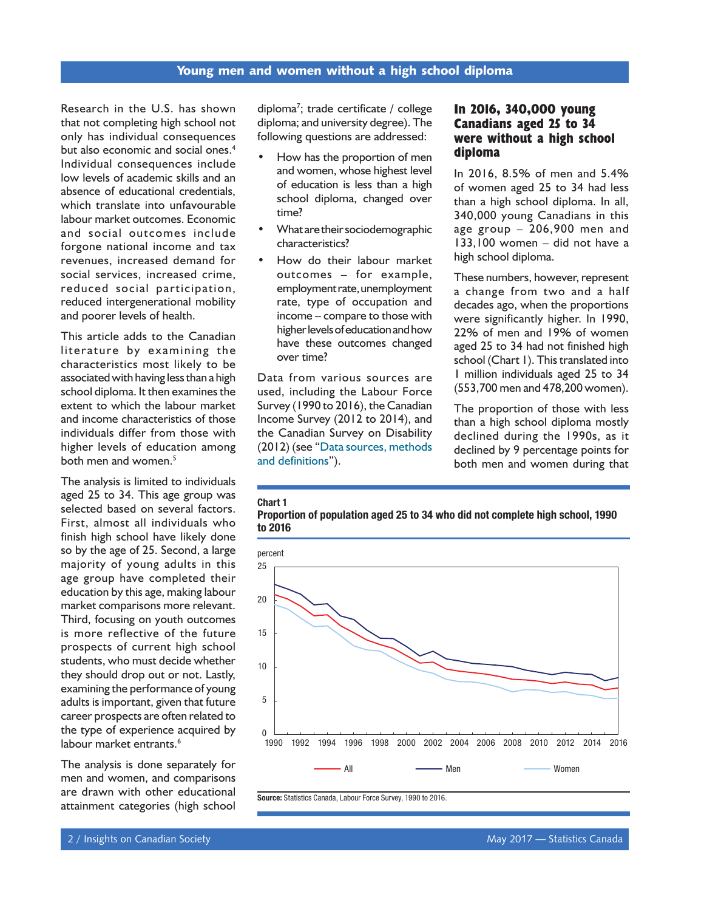## Young men and women without a high school diploma

Research in the U.S. has shown that not completing high school not only has individual consequences but also economic and social ones.[4] Individual consequences include low levels of academic skills and an absence of educational credentials, which translate into unfavourable labour market outcomes. Economic and social outcomes include forgone national income and tax revenues, increased demand for social services, increased crime, reduced social participation, reduced intergenerational mobility and poorer levels of health.

This article adds to the Canadian literature by examining the characteristics most likely to be associated with having less than a high school diploma. It then examines the extent to which the labour market and income characteristics of those individuals differ from those with higher levels of education among both men and women.[5]

The analysis is limited to individuals aged 25 to 34. This age group was selected based on several factors. First, almost all individuals who finish high school have likely done so by the age of 25. Second, a large majority of young adults in this age group have completed their education by this age, making labour market comparisons more relevant. Third, focusing on youth outcomes is more reflective of the future prospects of current high school students, who must decide whether they should drop out or not. Lastly, examining the performance of young adults is important, given that future career prospects are often related to the type of experience acquired by labour market entrants.[6]

The analysis is done separately for men and women, and comparisons are drawn with other educational attainment categories (high school diploma[7]; trade certificate / college diploma; and university degree). The following questions are addressed:

- How has the proportion of men and women, whose highest level of education is less than a high school diploma, changed over time?
- What are their sociodemographic characteristics?
- How do their labour market outcomes – for example, employment rate, unemployment rate, type of occupation and income – compare to those with higher levels of education and how have these outcomes changed over time?

Data from various sources are used, including the Labour Force Survey (1990 to 2016), the Canadian Income Survey (2012 to 2014), and the Canadian Survey on Disability (2012) (see "Data sources, methods and definitions").

### In 2016, 340,000 young Canadians aged 25 to 34 were without a high school diploma

In 2016, 8.5% of men and 5.4% of women aged 25 to 34 had less than a high school diploma. In all, 340,000 young Canadians in this age group – 206,900 men and 133,100 women – did not have a high school diploma.

These numbers, however, represent a change from two and a half decades ago, when the proportions were significantly higher. In 1990, 22% of men and 19% of women aged 25 to 34 had not finished high school (Chart 1). This translated into 1 million individuals aged 25 to 34 (553,700 men and 478,200 women).

The proportion of those with less than a high school diploma mostly declined during the 1990s, as it declined by 9 percentage points for both men and women during that

**Chart 1**
**Proportion of population aged 25 to 34 who did not complete high school, 1990 to 2016**

**Source:** Statistics Canada, Labour Force Survey, 1990 to 2016.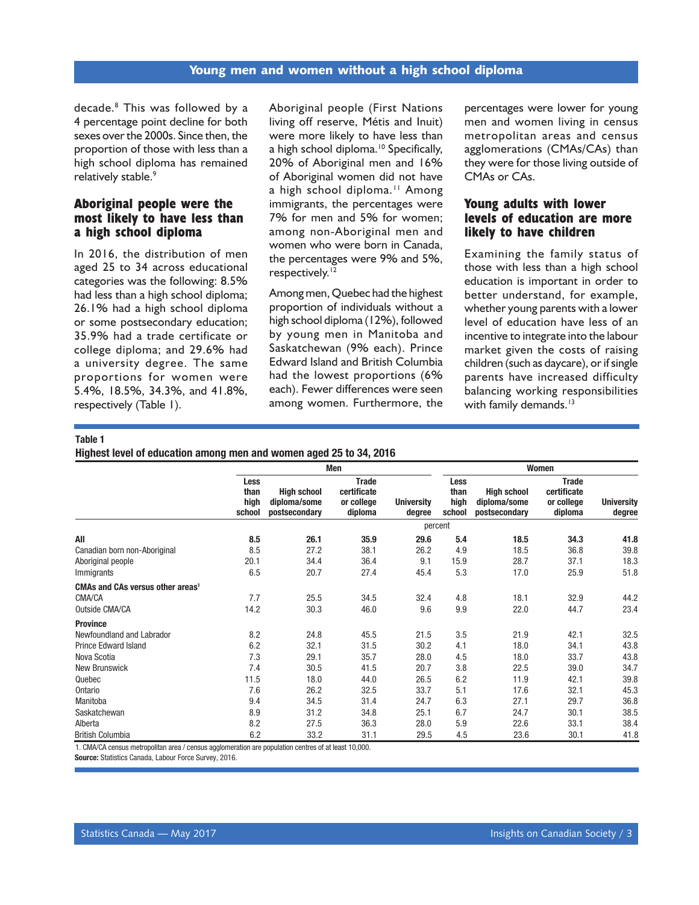decade.[8] This was followed by a 4 percentage point decline for both sexes over the 2000s. Since then, the proportion of those with less than a high school diploma has remained relatively stable.[9]

## Aboriginal people were the most likely to have less than a high school diploma

In 2016, the distribution of men aged 25 to 34 across educational categories was the following: 8.5% had less than a high school diploma; 26.1% had a high school diploma or some postsecondary education; 35.9% had a trade certificate or college diploma; and 29.6% had a university degree. The same proportions for women were 5.4%, 18.5%, 34.3%, and 41.8%, respectively (Table 1).

Aboriginal people (First Nations living off reserve, Métis and Inuit) were more likely to have less than a high school diploma.[10] Specifically, 20% of Aboriginal men and 16% of Aboriginal women did not have a high school diploma.[11] Among immigrants, the percentages were 7% for men and 5% for women; among non-Aboriginal men and women who were born in Canada, the percentages were 9% and 5%, respectively.[12]

Among men, Quebec had the highest proportion of individuals without a high school diploma (12%), followed by young men in Manitoba and Saskatchewan (9% each). Prince Edward Island and British Columbia had the lowest proportions (6% each). Fewer differences were seen among women. Furthermore, the percentages were lower for young men and women living in census metropolitan areas and census agglomerations (CMAs/CAs) than they were for those living outside of CMAs or CAs.

## Young adults with lower levels of education are more likely to have children

Examining the family status of those with less than a high school education is important in order to better understand, for example, whether young parents with a lower level of education have less of an incentive to integrate into the labour market given the costs of raising children (such as daycare), or if single parents have increased difficulty balancing working responsibilities with family demands.[13]

**Table 1**
**Highest level of education among men and women aged 25 to 34, 2016**

| | Men | | | | Women | | | |
|---|---|---|---|---|---|---|---|---|
| | Less than high school | High school diploma/some postsecondary | Trade certificate or college diploma | University degree | Less than high school | High school diploma/some postsecondary | Trade certificate or college diploma | University degree |
| | percent | | | | | | | |
| **All** | **8.5** | **26.1** | **35.9** | **29.6** | **5.4** | **18.5** | **34.3** | **41.8** |
| Canadian born non-Aboriginal | 8.5 | 27.2 | 38.1 | 26.2 | 4.9 | 18.5 | 36.8 | 39.8 |
| Aboriginal people | 20.1 | 34.4 | 36.4 | 9.1 | 15.9 | 28.7 | 37.1 | 18.3 |
| Immigrants | 6.5 | 20.7 | 27.4 | 45.4 | 5.3 | 17.0 | 25.9 | 51.8 |
| **CMAs and CAs versus other areas[1]** | | | | | | | | |
| CMA/CA | 7.7 | 25.5 | 34.5 | 32.4 | 4.8 | 18.1 | 32.9 | 44.2 |
| Outside CMA/CA | 14.2 | 30.3 | 46.0 | 9.6 | 9.9 | 22.0 | 44.7 | 23.4 |
| **Province** | | | | | | | | |
| Newfoundland and Labrador | 8.2 | 24.8 | 45.5 | 21.5 | 3.5 | 21.9 | 42.1 | 32.5 |
| Prince Edward Island | 6.2 | 32.1 | 31.5 | 30.2 | 4.1 | 18.0 | 34.1 | 43.8 |
| Nova Scotia | 7.3 | 29.1 | 35.7 | 28.0 | 4.5 | 18.0 | 33.7 | 43.8 |
| New Brunswick | 7.4 | 30.5 | 41.5 | 20.7 | 3.8 | 22.5 | 39.0 | 34.7 |
| Quebec | 11.5 | 18.0 | 44.0 | 26.5 | 6.2 | 11.9 | 42.1 | 39.8 |
| Ontario | 7.6 | 26.2 | 32.5 | 33.7 | 5.1 | 17.6 | 32.1 | 45.3 |
| Manitoba | 9.4 | 34.5 | 31.4 | 24.7 | 6.3 | 27.1 | 29.7 | 36.8 |
| Saskatchewan | 8.9 | 31.2 | 34.8 | 25.1 | 6.7 | 24.7 | 30.1 | 38.5 |
| Alberta | 8.2 | 27.5 | 36.3 | 28.0 | 5.9 | 22.6 | 33.1 | 38.4 |
| British Columbia | 6.2 | 33.2 | 31.1 | 29.5 | 4.5 | 23.6 | 30.1 | 41.8 |

1. CMA/CA census metropolitan area / census agglomeration are population centres of at least 10,000.
**Source:** Statistics Canada, Labour Force Survey, 2016.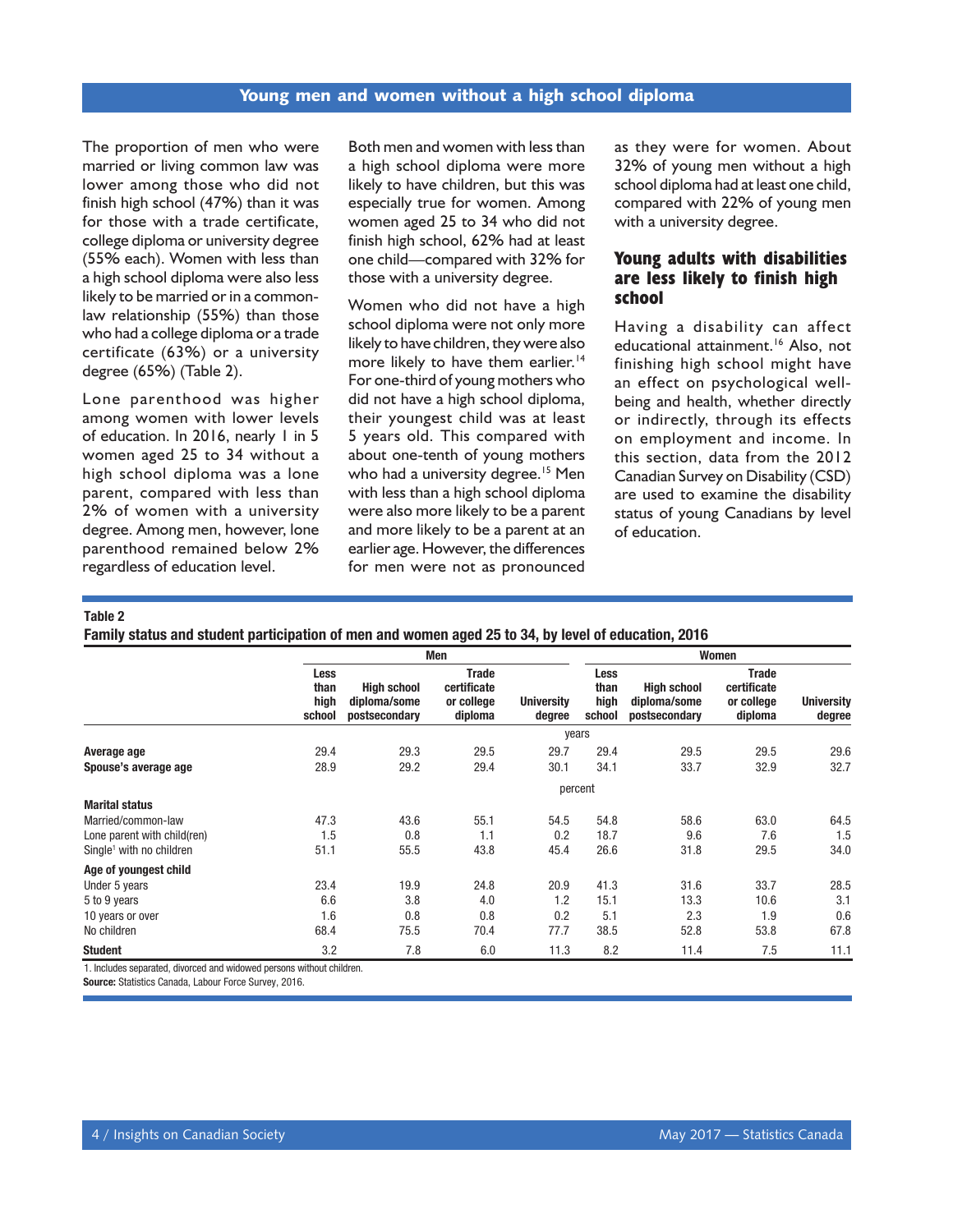## Young men and women without a high school diploma

The proportion of men who were married or living common law was lower among those who did not finish high school (47%) than it was for those with a trade certificate, college diploma or university degree (55% each). Women with less than a high school diploma were also less likely to be married or in a common-law relationship (55%) than those who had a college diploma or a trade certificate (63%) or a university degree (65%) (Table 2).

Lone parenthood was higher among women with lower levels of education. In 2016, nearly 1 in 5 women aged 25 to 34 without a high school diploma was a lone parent, compared with less than 2% of women with a university degree. Among men, however, lone parenthood remained below 2% regardless of education level.

Both men and women with less than a high school diploma were more likely to have children, but this was especially true for women. Among women aged 25 to 34 who did not finish high school, 62% had at least one child—compared with 32% for those with a university degree.

Women who did not have a high school diploma were not only more likely to have children, they were also more likely to have them earlier.[14] For one-third of young mothers who did not have a high school diploma, their youngest child was at least 5 years old. This compared with about one-tenth of young mothers who had a university degree.[15] Men with less than a high school diploma were also more likely to be a parent and more likely to be a parent at an earlier age. However, the differences for men were not as pronounced as they were for women. About 32% of young men without a high school diploma had at least one child, compared with 22% of young men with a university degree.

### Young adults with disabilities are less likely to finish high school

Having a disability can affect educational attainment.[16] Also, not finishing high school might have an effect on psychological well-being and health, whether directly or indirectly, through its effects on employment and income. In this section, data from the 2012 Canadian Survey on Disability (CSD) are used to examine the disability status of young Canadians by level of education.

**Table 2**
**Family status and student participation of men and women aged 25 to 34, by level of education, 2016**

| | Men | | | | Women | | | |
|---|---|---|---|---|---|---|---|---|
| | Less than high school | High school diploma/some postsecondary | Trade certificate or college diploma | University degree | Less than high school | High school diploma/some postsecondary | Trade certificate or college diploma | University degree |
| | years | | | | | | | |
| **Average age** | 29.4 | 29.3 | 29.5 | 29.7 | 29.4 | 29.5 | 29.5 | 29.6 |
| **Spouse's average age** | 28.9 | 29.2 | 29.4 | 30.1 | 34.1 | 33.7 | 32.9 | 32.7 |
| | percent | | | | | | | |
| **Marital status** | | | | | | | | |
| Married/common-law | 47.3 | 43.6 | 55.1 | 54.5 | 54.8 | 58.6 | 63.0 | 64.5 |
| Lone parent with child(ren) | 1.5 | 0.8 | 1.1 | 0.2 | 18.7 | 9.6 | 7.6 | 1.5 |
| Single[1] with no children | 51.1 | 55.5 | 43.8 | 45.4 | 26.6 | 31.8 | 29.5 | 34.0 |
| **Age of youngest child** | | | | | | | | |
| Under 5 years | 23.4 | 19.9 | 24.8 | 20.9 | 41.3 | 31.6 | 33.7 | 28.5 |
| 5 to 9 years | 6.6 | 3.8 | 4.0 | 1.2 | 15.1 | 13.3 | 10.6 | 3.1 |
| 10 years or over | 1.6 | 0.8 | 0.8 | 0.2 | 5.1 | 2.3 | 1.9 | 0.6 |
| No children | 68.4 | 75.5 | 70.4 | 77.7 | 38.5 | 52.8 | 53.8 | 67.8 |
| **Student** | 3.2 | 7.8 | 6.0 | 11.3 | 8.2 | 11.4 | 7.5 | 11.1 |

1. Includes separated, divorced and widowed persons without children.
**Source:** Statistics Canada, Labour Force Survey, 2016.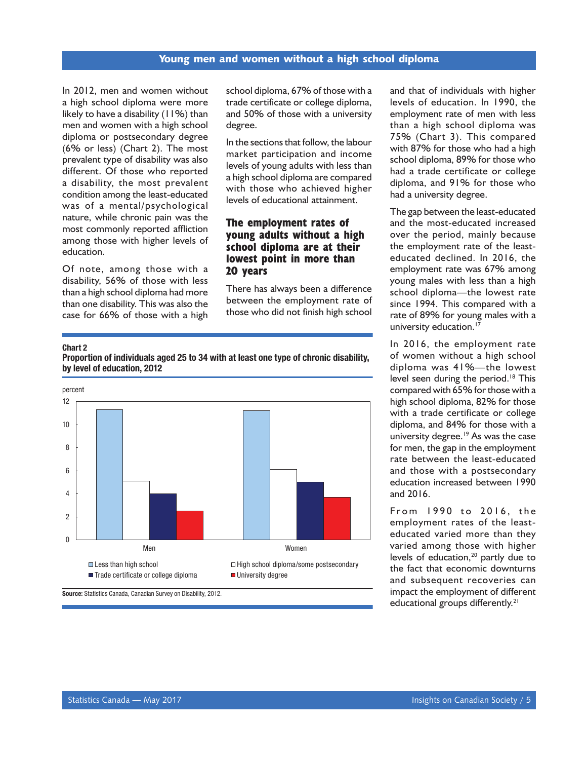## Young men and women without a high school diploma

In 2012, men and women without a high school diploma were more likely to have a disability (11%) than men and women with a high school diploma or postsecondary degree (6% or less) (Chart 2). The most prevalent type of disability was also different. Of those who reported a disability, the most prevalent condition among the least-educated was of a mental/psychological nature, while chronic pain was the most commonly reported affliction among those with higher levels of education.

Of note, among those with a disability, 56% of those with less than a high school diploma had more than one disability. This was also the case for 66% of those with a high school diploma, 67% of those with a trade certificate or college diploma, and 50% of those with a university degree.

In the sections that follow, the labour market participation and income levels of young adults with less than a high school diploma are compared with those who achieved higher levels of educational attainment.

**Chart 2**
**Proportion of individuals aged 25 to 34 with at least one type of chronic disability, by level of education, 2012**

percent

| | Less than high school | High school diploma/some postsecondary | Trade certificate or college diploma | University degree |
|---|---|---|---|---|
| Men | 11.3 | 5.1 | 4.0 | 2.5 |
| Women | 11.2 | 6.1 | 5.0 | 3.7 |

**Source:** Statistics Canada, Canadian Survey on Disability, 2012.

### The employment rates of young adults without a high school diploma are at their lowest point in more than 20 years

There has always been a difference between the employment rate of those who did not finish high school and that of individuals with higher levels of education. In 1990, the employment rate of men with less than a high school diploma was 75% (Chart 3). This compared with 87% for those who had a high school diploma, 89% for those who had a trade certificate or college diploma, and 91% for those who had a university degree.

The gap between the least-educated and the most-educated increased over the period, mainly because the employment rate of the least-educated declined. In 2016, the employment rate was 67% among young males with less than a high school diploma—the lowest rate since 1994. This compared with a rate of 89% for young males with a university education.[17]

In 2016, the employment rate of women without a high school diploma was 41%—the lowest level seen during the period.[18] This compared with 65% for those with a high school diploma, 82% for those with a trade certificate or college diploma, and 84% for those with a university degree.[19] As was the case for men, the gap in the employment rate between the least-educated and those with a postsecondary education increased between 1990 and 2016.

From 1990 to 2016, the employment rates of the least-educated varied more than they varied among those with higher levels of education,[20] partly due to the fact that economic downturns and subsequent recoveries can impact the employment of different educational groups differently.[21]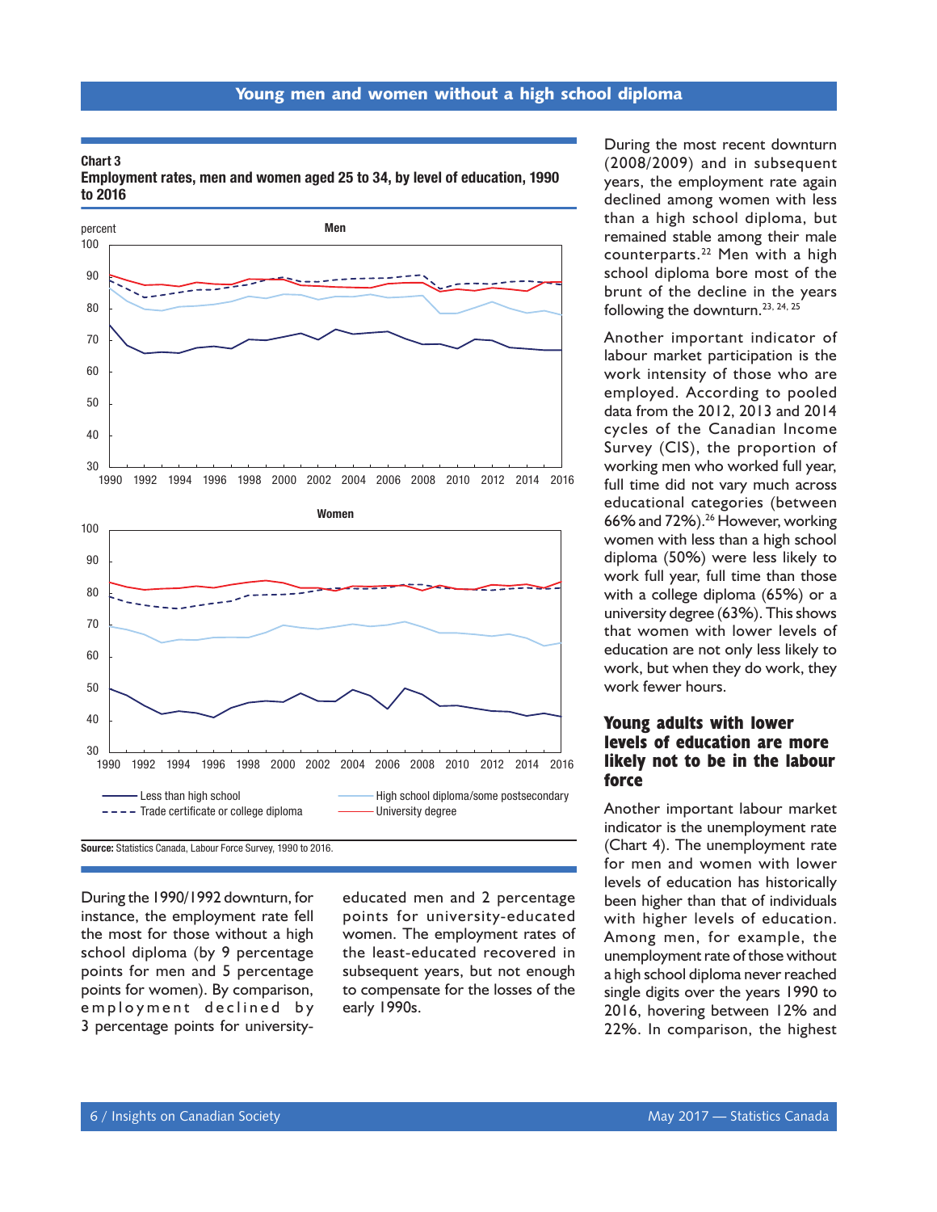## Young men and women without a high school diploma

**Chart 3**
**Employment rates, men and women aged 25 to 34, by level of education, 1990 to 2016**

**Source:** Statistics Canada, Labour Force Survey, 1990 to 2016.

During the 1990/1992 downturn, for instance, the employment rate fell the most for those without a high school diploma (by 9 percentage points for men and 5 percentage points for women). By comparison, employment declined by 3 percentage points for university-educated men and 2 percentage points for university-educated women. The employment rates of the least-educated recovered in subsequent years, but not enough to compensate for the losses of the early 1990s.

During the most recent downturn (2008/2009) and in subsequent years, the employment rate again declined among women with less than a high school diploma, but remained stable among their male counterparts.[22] Men with a high school diploma bore most of the brunt of the decline in the years following the downturn.[23, 24, 25]

Another important indicator of labour market participation is the work intensity of those who are employed. According to pooled data from the 2012, 2013 and 2014 cycles of the Canadian Income Survey (CIS), the proportion of working men who worked full year, full time did not vary much across educational categories (between 66% and 72%).[26] However, working women with less than a high school diploma (50%) were less likely to work full year, full time than those with a college diploma (65%) or a university degree (63%). This shows that women with lower levels of education are not only less likely to work, but when they do work, they work fewer hours.

### Young adults with lower levels of education are more likely not to be in the labour force

Another important labour market indicator is the unemployment rate (Chart 4). The unemployment rate for men and women with lower levels of education has historically been higher than that of individuals with higher levels of education. Among men, for example, the unemployment rate of those without a high school diploma never reached single digits over the years 1990 to 2016, hovering between 12% and 22%. In comparison, the highest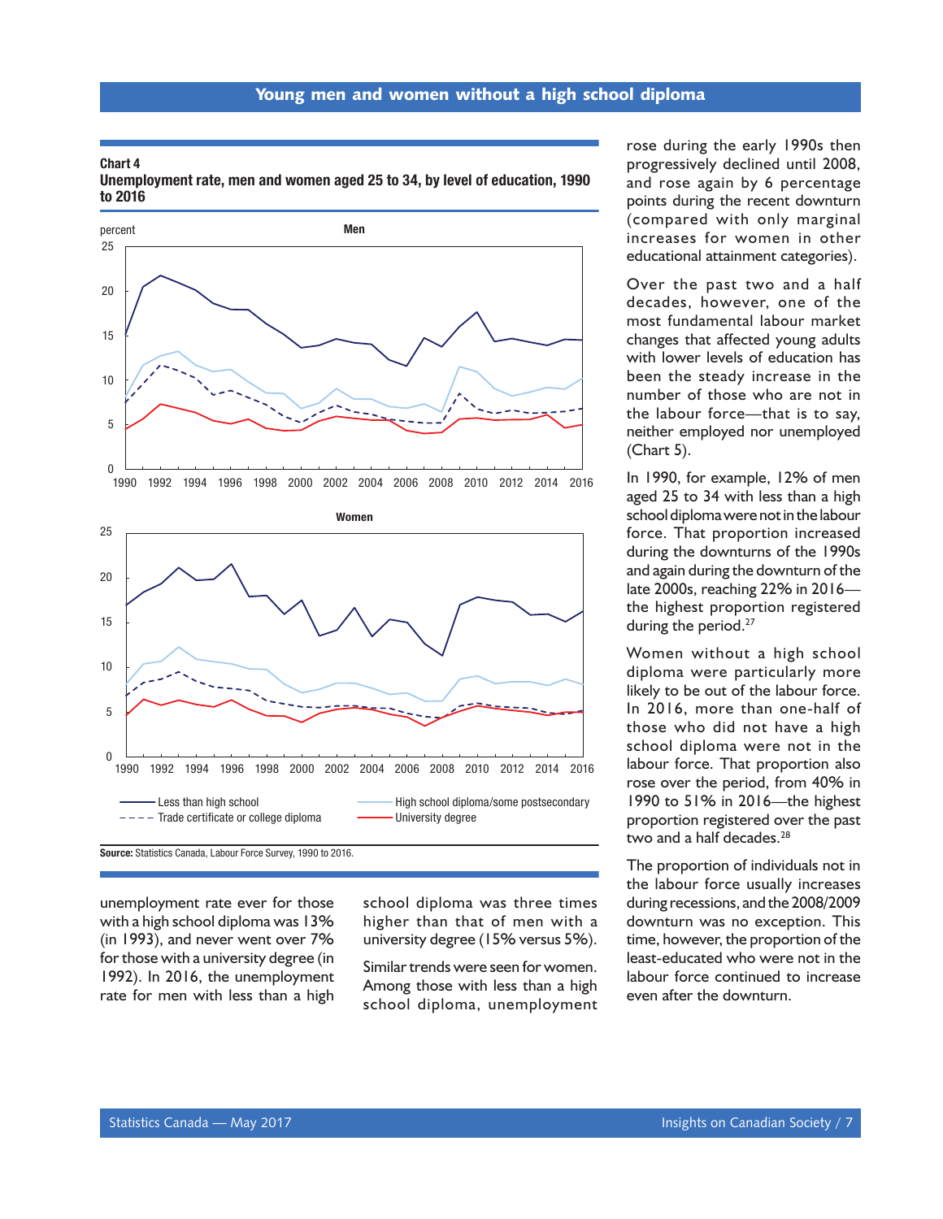**Chart 4**
**Unemployment rate, men and women aged 25 to 34, by level of education, 1990 to 2016**

Source: Statistics Canada, Labour Force Survey, 1990 to 2016.

unemployment rate ever for those with a high school diploma was 13% (in 1993), and never went over 7% for those with a university degree (in 1992). In 2016, the unemployment rate for men with less than a high school diploma was three times higher than that of men with a university degree (15% versus 5%).

Similar trends were seen for women. Among those with less than a high school diploma, unemployment rose during the early 1990s then progressively declined until 2008, and rose again by 6 percentage points during the recent downturn (compared with only marginal increases for women in other educational attainment categories).

Over the past two and a half decades, however, one of the most fundamental labour market changes that affected young adults with lower levels of education has been the steady increase in the number of those who are not in the labour force—that is to say, neither employed nor unemployed (Chart 5).

In 1990, for example, 12% of men aged 25 to 34 with less than a high school diploma were not in the labour force. That proportion increased during the downturns of the 1990s and again during the downturn of the late 2000s, reaching 22% in 2016—the highest proportion registered during the period.[27]

Women without a high school diploma were particularly more likely to be out of the labour force. In 2016, more than one-half of those who did not have a high school diploma were not in the labour force. That proportion also rose over the period, from 40% in 1990 to 51% in 2016—the highest proportion registered over the past two and a half decades.[28]

The proportion of individuals not in the labour force usually increases during recessions, and the 2008/2009 downturn was no exception. This time, however, the proportion of the least-educated who were not in the labour force continued to increase even after the downturn.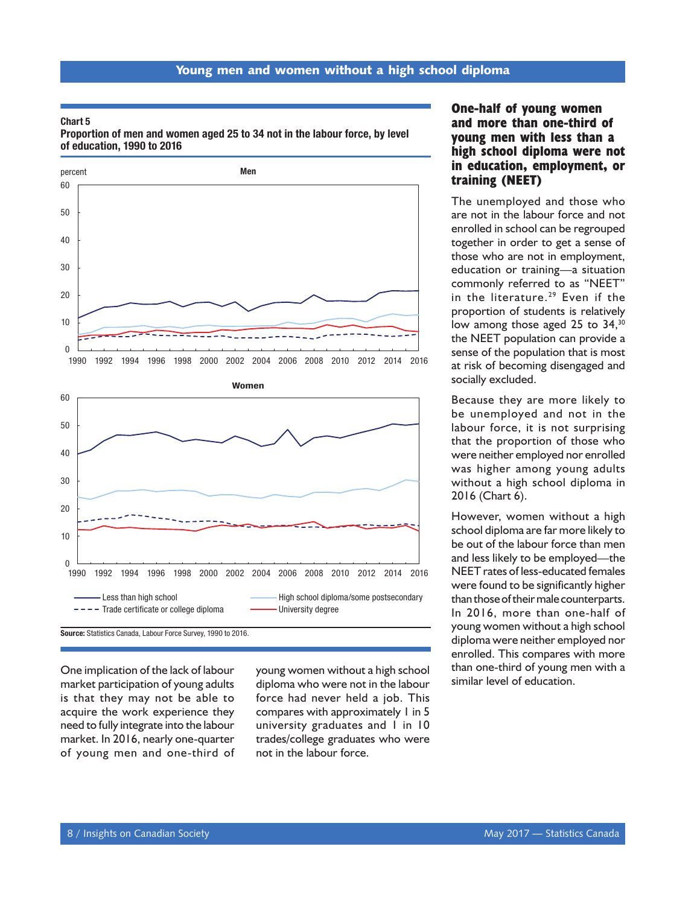## Young men and women without a high school diploma

**Chart 5**
**Proportion of men and women aged 25 to 34 not in the labour force, by level of education, 1990 to 2016**

Legend: Less than high school; High school diploma/some postsecondary; Trade certificate or college diploma; University degree

**Source:** Statistics Canada, Labour Force Survey, 1990 to 2016.

One implication of the lack of labour market participation of young adults is that they may not be able to acquire the work experience they need to fully integrate into the labour market. In 2016, nearly one-quarter of young men and one-third of young women without a high school diploma who were not in the labour force had never held a job. This compares with approximately 1 in 5 university graduates and 1 in 10 trades/college graduates who were not in the labour force.

### One-half of young women and more than one-third of young men with less than a high school diploma were not in education, employment, or training (NEET)

The unemployed and those who are not in the labour force and not enrolled in school can be regrouped together in order to get a sense of those who are not in employment, education or training—a situation commonly referred to as "NEET" in the literature.[29] Even if the proportion of students is relatively low among those aged 25 to 34,[30] the NEET population can provide a sense of the population that is most at risk of becoming disengaged and socially excluded.

Because they are more likely to be unemployed and not in the labour force, it is not surprising that the proportion of those who were neither employed nor enrolled was higher among young adults without a high school diploma in 2016 (Chart 6).

However, women without a high school diploma are far more likely to be out of the labour force than men and less likely to be employed—the NEET rates of less-educated females were found to be significantly higher than those of their male counterparts. In 2016, more than one-half of young women without a high school diploma were neither employed nor enrolled. This compares with more than one-third of young men with a similar level of education.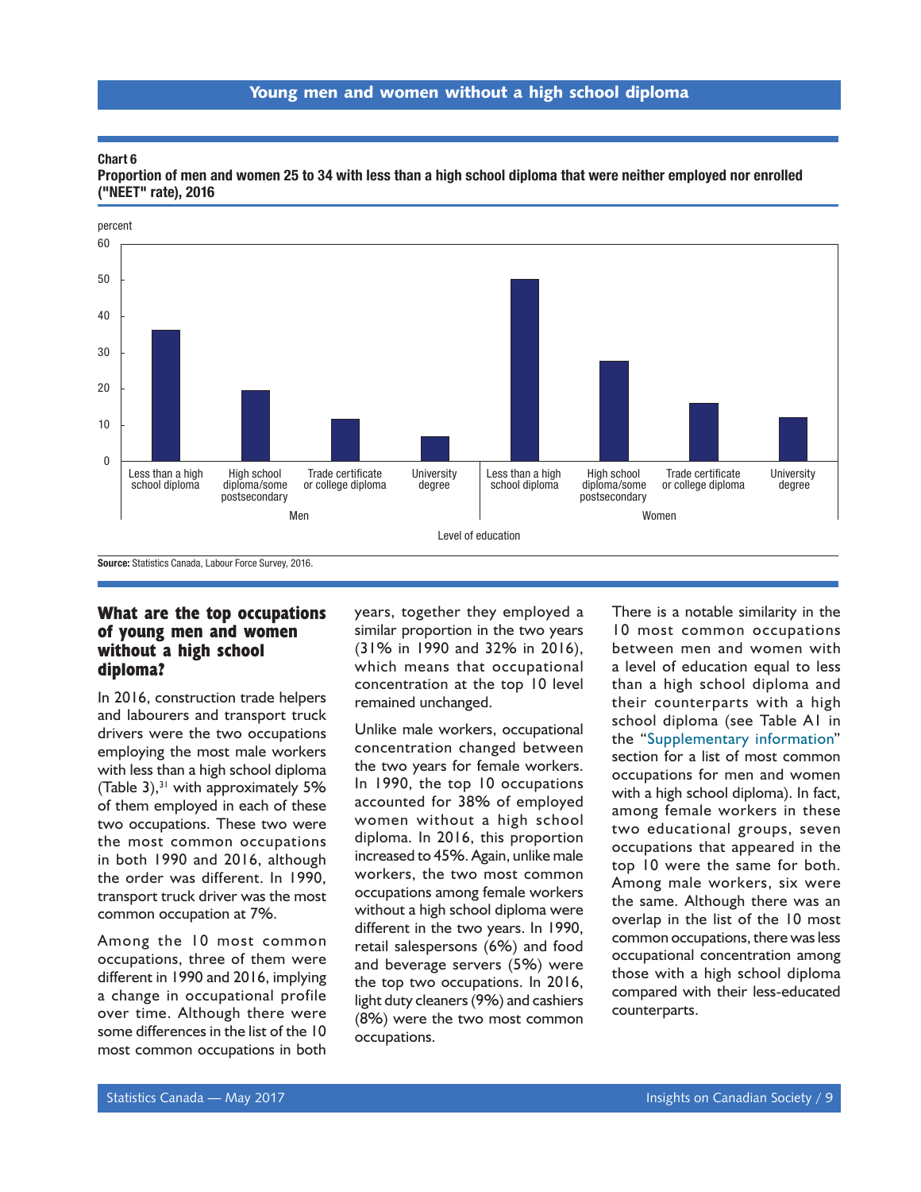## Young men and women without a high school diploma

**Chart 6**
**Proportion of men and women 25 to 34 with less than a high school diploma that were neither employed nor enrolled ("NEET" rate), 2016**

**Source:** Statistics Canada, Labour Force Survey, 2016.

### What are the top occupations of young men and women without a high school diploma?

In 2016, construction trade helpers and labourers and transport truck drivers were the two occupations employing the most male workers with less than a high school diploma (Table 3),[31] with approximately 5% of them employed in each of these two occupations. These two were the most common occupations in both 1990 and 2016, although the order was different. In 1990, transport truck driver was the most common occupation at 7%.

Among the 10 most common occupations, three of them were different in 1990 and 2016, implying a change in occupational profile over time. Although there were some differences in the list of the 10 most common occupations in both years, together they employed a similar proportion in the two years (31% in 1990 and 32% in 2016), which means that occupational concentration at the top 10 level remained unchanged.

Unlike male workers, occupational concentration changed between the two years for female workers. In 1990, the top 10 occupations accounted for 38% of employed women without a high school diploma. In 2016, this proportion increased to 45%. Again, unlike male workers, the two most common occupations among female workers without a high school diploma were different in the two years. In 1990, retail salespersons (6%) and food and beverage servers (5%) were the top two occupations. In 2016, light duty cleaners (9%) and cashiers (8%) were the two most common occupations.

There is a notable similarity in the 10 most common occupations between men and women with a level of education equal to less than a high school diploma and their counterparts with a high school diploma (see Table A1 in the "Supplementary information" section for a list of most common occupations for men and women with a high school diploma). In fact, among female workers in these two educational groups, seven occupations that appeared in the top 10 were the same for both. Among male workers, six were the same. Although there was an overlap in the list of the 10 most common occupations, there was less occupational concentration among those with a high school diploma compared with their less-educated counterparts.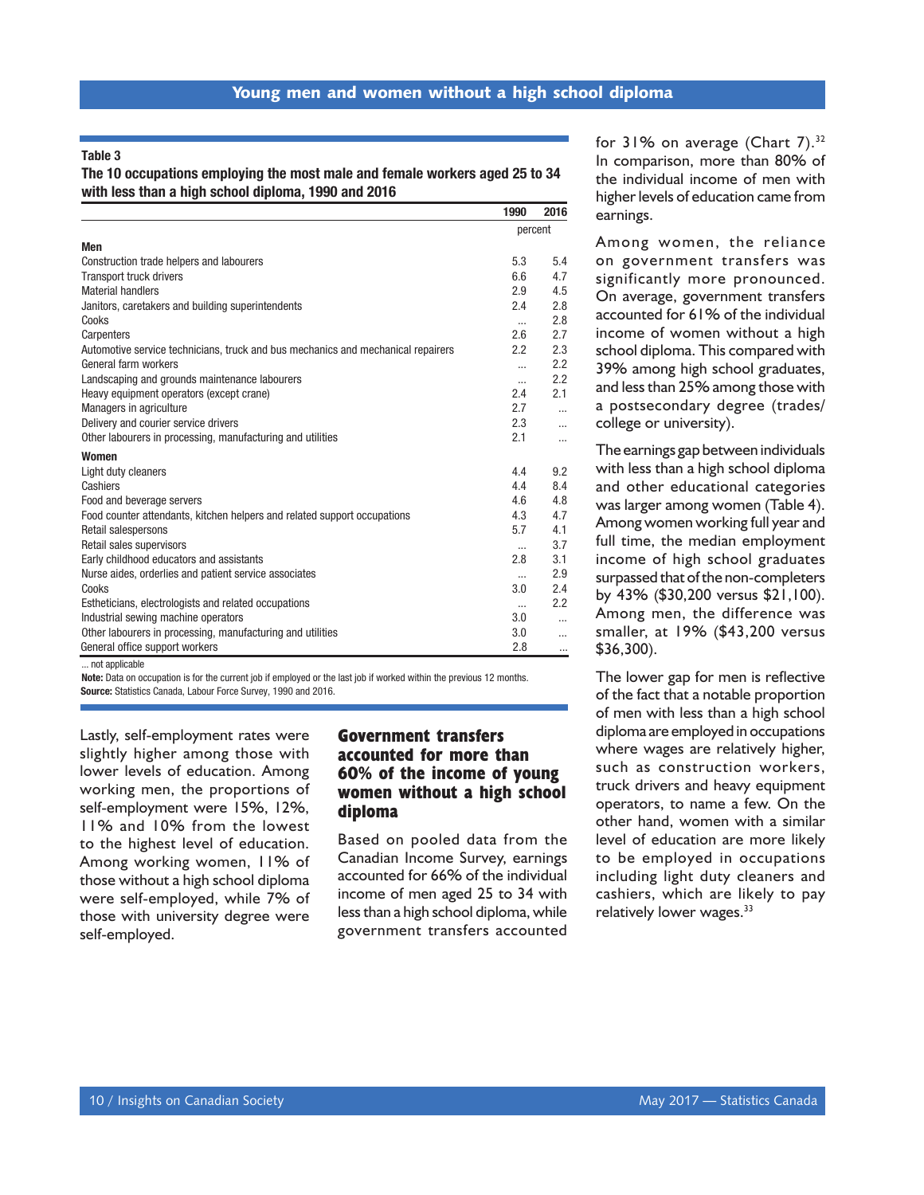**Table 3**
**The 10 occupations employing the most male and female workers aged 25 to 34 with less than a high school diploma, 1990 and 2016**

| | 1990 | 2016 |
|---|---|---|
| | percent | |
| **Men** | | |
| Construction trade helpers and labourers | 5.3 | 5.4 |
| Transport truck drivers | 6.6 | 4.7 |
| Material handlers | 2.9 | 4.5 |
| Janitors, caretakers and building superintendents | 2.4 | 2.8 |
| Cooks | ... | 2.8 |
| Carpenters | 2.6 | 2.7 |
| Automotive service technicians, truck and bus mechanics and mechanical repairers | 2.2 | 2.3 |
| General farm workers | ... | 2.2 |
| Landscaping and grounds maintenance labourers | ... | 2.2 |
| Heavy equipment operators (except crane) | 2.4 | 2.1 |
| Managers in agriculture | 2.7 | ... |
| Delivery and courier service drivers | 2.3 | ... |
| Other labourers in processing, manufacturing and utilities | 2.1 | ... |
| **Women** | | |
| Light duty cleaners | 4.4 | 9.2 |
| Cashiers | 4.4 | 8.4 |
| Food and beverage servers | 4.6 | 4.8 |
| Food counter attendants, kitchen helpers and related support occupations | 4.3 | 4.7 |
| Retail salespersons | 5.7 | 4.1 |
| Retail sales supervisors | ... | 3.7 |
| Early childhood educators and assistants | 2.8 | 3.1 |
| Nurse aides, orderlies and patient service associates | ... | 2.9 |
| Cooks | 3.0 | 2.4 |
| Estheticians, electrologists and related occupations | ... | 2.2 |
| Industrial sewing machine operators | 3.0 | ... |
| Other labourers in processing, manufacturing and utilities | 3.0 | ... |
| General office support workers | 2.8 | ... |

... not applicable

**Note:** Data on occupation is for the current job if employed or the last job if worked within the previous 12 months.
**Source:** Statistics Canada, Labour Force Survey, 1990 and 2016.

Lastly, self-employment rates were slightly higher among those with lower levels of education. Among working men, the proportions of self-employment were 15%, 12%, 11% and 10% from the lowest to the highest level of education. Among working women, 11% of those without a high school diploma were self-employed, while 7% of those with university degree were self-employed.

## Government transfers accounted for more than 60% of the income of young women without a high school diploma

Based on pooled data from the Canadian Income Survey, earnings accounted for 66% of the individual income of men aged 25 to 34 with less than a high school diploma, while government transfers accounted for 31% on average (Chart 7).[32] In comparison, more than 80% of the individual income of men with higher levels of education came from earnings.

Among women, the reliance on government transfers was significantly more pronounced. On average, government transfers accounted for 61% of the individual income of women without a high school diploma. This compared with 39% among high school graduates, and less than 25% among those with a postsecondary degree (trades/college or university).

The earnings gap between individuals with less than a high school diploma and other educational categories was larger among women (Table 4). Among women working full year and full time, the median employment income of high school graduates surpassed that of the non-completers by 43% ($30,200 versus $21,100). Among men, the difference was smaller, at 19% ($43,200 versus $36,300).

The lower gap for men is reflective of the fact that a notable proportion of men with less than a high school diploma are employed in occupations where wages are relatively higher, such as construction workers, truck drivers and heavy equipment operators, to name a few. On the other hand, women with a similar level of education are more likely to be employed in occupations including light duty cleaners and cashiers, which are likely to pay relatively lower wages.[33]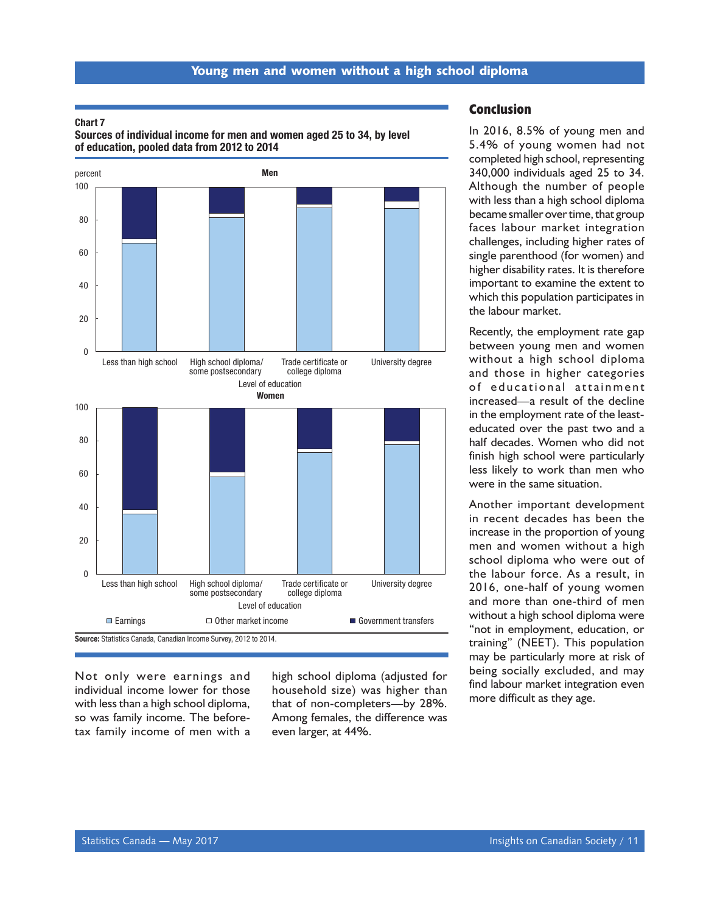**Chart 7**
**Sources of individual income for men and women aged 25 to 34, by level of education, pooled data from 2012 to 2014**

Men

percent

Less than high school | High school diploma/ some postsecondary | Trade certificate or college diploma | University degree

Level of education

Women

Less than high school | High school diploma/ some postsecondary | Trade certificate or college diploma | University degree

Level of education

Earnings | Other market income | Government transfers

**Source:** Statistics Canada, Canadian Income Survey, 2012 to 2014.

Not only were earnings and individual income lower for those with less than a high school diploma, so was family income. The before-tax family income of men with a high school diploma (adjusted for household size) was higher than that of non-completers—by 28%. Among females, the difference was even larger, at 44%.

## Conclusion

In 2016, 8.5% of young men and 5.4% of young women had not completed high school, representing 340,000 individuals aged 25 to 34. Although the number of people with less than a high school diploma became smaller over time, that group faces labour market integration challenges, including higher rates of single parenthood (for women) and higher disability rates. It is therefore important to examine the extent to which this population participates in the labour market.

Recently, the employment rate gap between young men and women without a high school diploma and those in higher categories of educational attainment increased—a result of the decline in the employment rate of the least-educated over the past two and a half decades. Women who did not finish high school were particularly less likely to work than men who were in the same situation.

Another important development in recent decades has been the increase in the proportion of young men and women without a high school diploma who were out of the labour force. As a result, in 2016, one-half of young women and more than one-third of men without a high school diploma were "not in employment, education, or training" (NEET). This population may be particularly more at risk of being socially excluded, and may find labour market integration even more difficult as they age.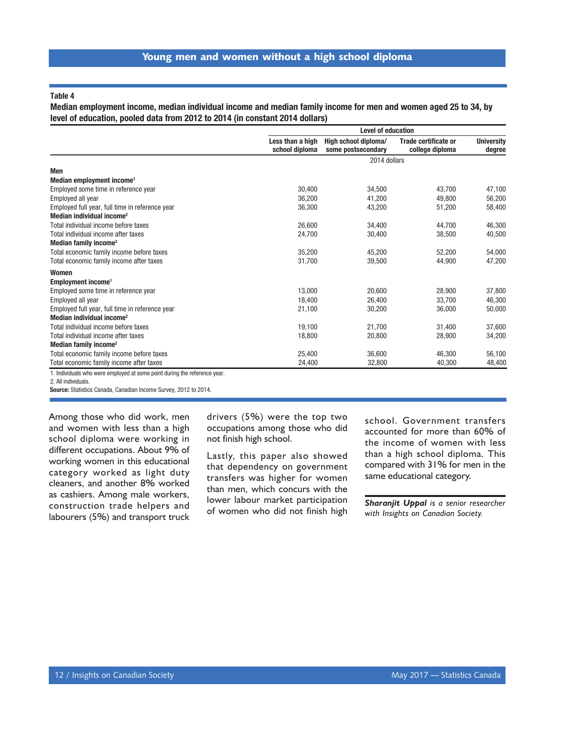**Table 4**

**Median employment income, median individual income and median family income for men and women aged 25 to 34, by level of education, pooled data from 2012 to 2014 (in constant 2014 dollars)**

| | Level of education | | | |
|---|---|---|---|---|
| | Less than a high school diploma | High school diploma/ some postsecondary | Trade certificate or college diploma | University degree |
| | 2014 dollars | | | |
| **Men** | | | | |
| **Median employment income[1]** | | | | |
| Employed some time in reference year | 30,400 | 34,500 | 43,700 | 47,100 |
| Employed all year | 36,200 | 41,200 | 49,800 | 56,200 |
| Employed full year, full time in reference year | 36,300 | 43,200 | 51,200 | 58,400 |
| **Median individual income[2]** | | | | |
| Total individual income before taxes | 26,600 | 34,400 | 44,700 | 46,300 |
| Total individual income after taxes | 24,700 | 30,400 | 38,500 | 40,500 |
| **Median family income[2]** | | | | |
| Total economic family income before taxes | 35,200 | 45,200 | 52,200 | 54,000 |
| Total economic family income after taxes | 31,700 | 39,500 | 44,900 | 47,200 |
| **Women** | | | | |
| **Employment income[1]** | | | | |
| Employed some time in reference year | 13,000 | 20,600 | 28,900 | 37,800 |
| Employed all year | 18,400 | 26,400 | 33,700 | 46,300 |
| Employed full year, full time in reference year | 21,100 | 30,200 | 36,000 | 50,000 |
| **Median individual income[2]** | | | | |
| Total individual income before taxes | 19,100 | 21,700 | 31,400 | 37,600 |
| Total individual income after taxes | 18,800 | 20,800 | 28,900 | 34,200 |
| **Median family income[2]** | | | | |
| Total economic family income before taxes | 25,400 | 36,600 | 46,300 | 56,100 |
| Total economic family income after taxes | 24,400 | 32,800 | 40,300 | 48,400 |

1. Individuals who were employed at some point during the reference year.
2. All individuals.

**Source:** Statistics Canada, Canadian Income Survey, 2012 to 2014.

Among those who did work, men and women with less than a high school diploma were working in different occupations. About 9% of working women in this educational category worked as light duty cleaners, and another 8% worked as cashiers. Among male workers, construction trade helpers and labourers (5%) and transport truck drivers (5%) were the top two occupations among those who did not finish high school.

Lastly, this paper also showed that dependency on government transfers was higher for women than men, which concurs with the lower labour market participation of women who did not finish high school. Government transfers accounted for more than 60% of the income of women with less than a high school diploma. This compared with 31% for men in the same educational category.

***Sharanjit Uppal*** *is a senior researcher with Insights on Canadian Society.*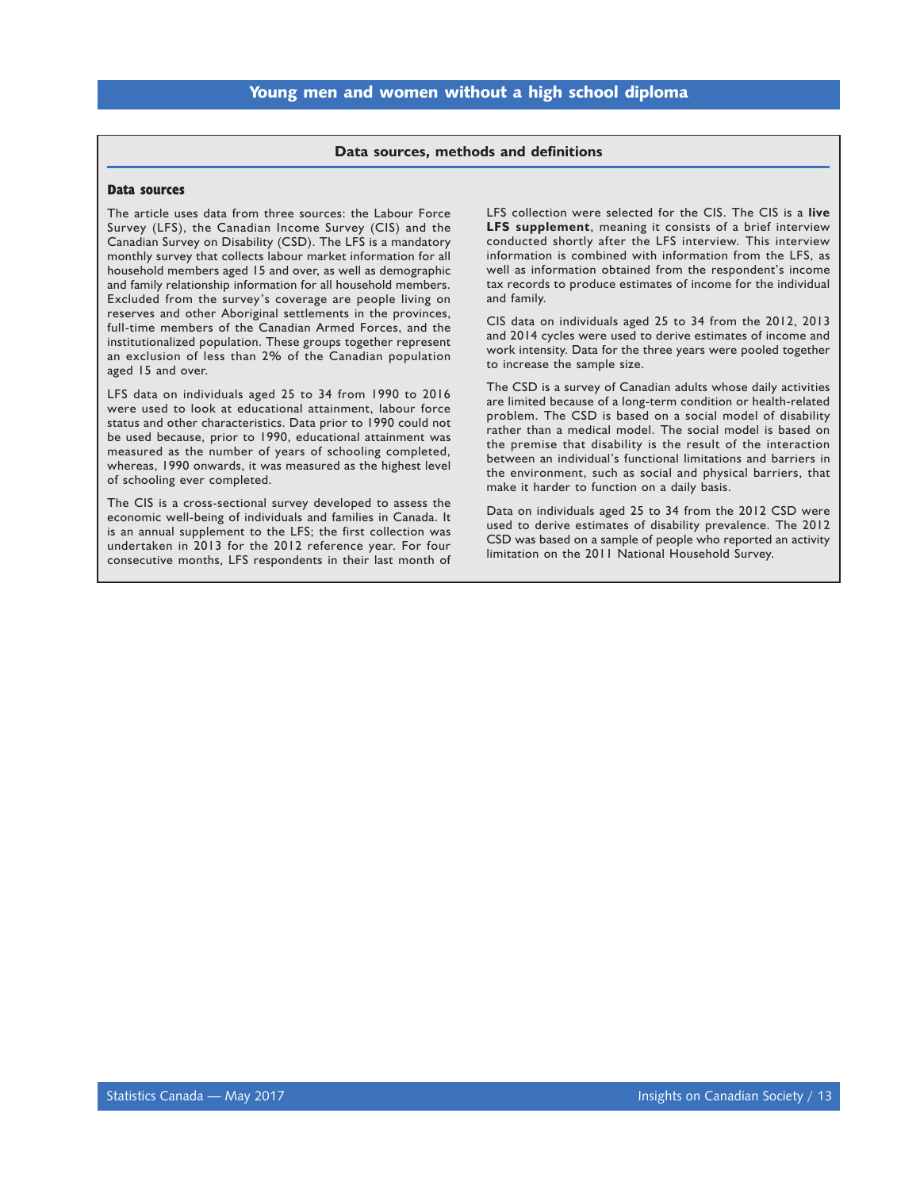## Data sources, methods and definitions

### Data sources

The article uses data from three sources: the Labour Force Survey (LFS), the Canadian Income Survey (CIS) and the Canadian Survey on Disability (CSD). The LFS is a mandatory monthly survey that collects labour market information for all household members aged 15 and over, as well as demographic and family relationship information for all household members. Excluded from the survey's coverage are people living on reserves and other Aboriginal settlements in the provinces, full-time members of the Canadian Armed Forces, and the institutionalized population. These groups together represent an exclusion of less than 2% of the Canadian population aged 15 and over.

LFS data on individuals aged 25 to 34 from 1990 to 2016 were used to look at educational attainment, labour force status and other characteristics. Data prior to 1990 could not be used because, prior to 1990, educational attainment was measured as the number of years of schooling completed, whereas, 1990 onwards, it was measured as the highest level of schooling ever completed.

The CIS is a cross-sectional survey developed to assess the economic well-being of individuals and families in Canada. It is an annual supplement to the LFS; the first collection was undertaken in 2013 for the 2012 reference year. For four consecutive months, LFS respondents in their last month of LFS collection were selected for the CIS. The CIS is a **live LFS supplement**, meaning it consists of a brief interview conducted shortly after the LFS interview. This interview information is combined with information from the LFS, as well as information obtained from the respondent's income tax records to produce estimates of income for the individual and family.

CIS data on individuals aged 25 to 34 from the 2012, 2013 and 2014 cycles were used to derive estimates of income and work intensity. Data for the three years were pooled together to increase the sample size.

The CSD is a survey of Canadian adults whose daily activities are limited because of a long-term condition or health-related problem. The CSD is based on a social model of disability rather than a medical model. The social model is based on the premise that disability is the result of the interaction between an individual's functional limitations and barriers in the environment, such as social and physical barriers, that make it harder to function on a daily basis.

Data on individuals aged 25 to 34 from the 2012 CSD were used to derive estimates of disability prevalence. The 2012 CSD was based on a sample of people who reported an activity limitation on the 2011 National Household Survey.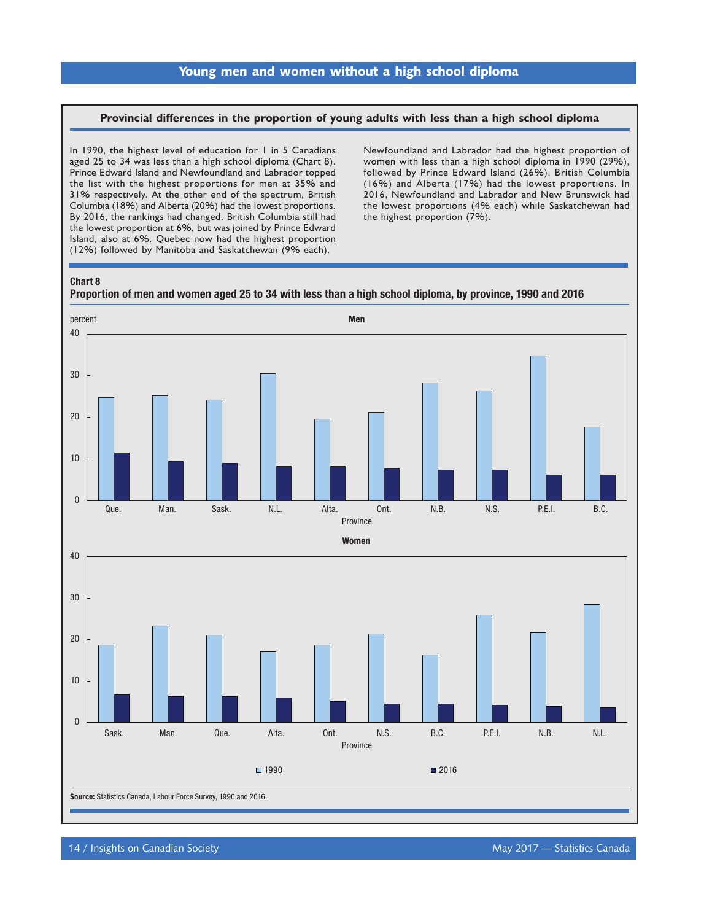## Young men and women without a high school diploma

### Provincial differences in the proportion of young adults with less than a high school diploma

In 1990, the highest level of education for 1 in 5 Canadians aged 25 to 34 was less than a high school diploma (Chart 8). Prince Edward Island and Newfoundland and Labrador topped the list with the highest proportions for men at 35% and 31% respectively. At the other end of the spectrum, British Columbia (18%) and Alberta (20%) had the lowest proportions. By 2016, the rankings had changed. British Columbia still had the lowest proportion at 6%, but was joined by Prince Edward Island, also at 6%. Quebec now had the highest proportion (12%) followed by Manitoba and Saskatchewan (9% each).

Newfoundland and Labrador had the highest proportion of women with less than a high school diploma in 1990 (29%), followed by Prince Edward Island (26%). British Columbia (16%) and Alberta (17%) had the lowest proportions. In 2016, Newfoundland and Labrador and New Brunswick had the lowest proportions (4% each) while Saskatchewan had the highest proportion (7%).

**Chart 8**
**Proportion of men and women aged 25 to 34 with less than a high school diploma, by province, 1990 and 2016**

**Source:** Statistics Canada, Labour Force Survey, 1990 and 2016.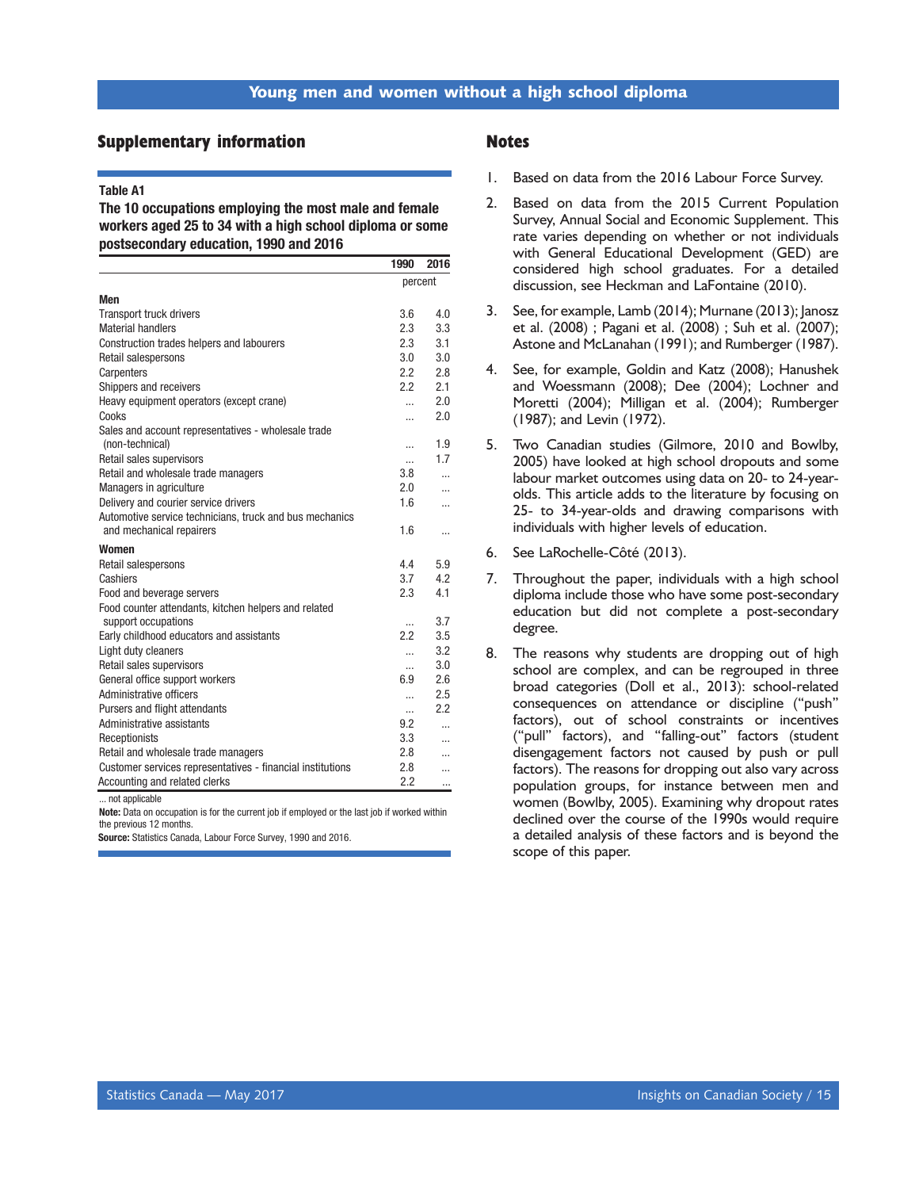## Supplementary information

**Table A1**

**The 10 occupations employing the most male and female workers aged 25 to 34 with a high school diploma or some postsecondary education, 1990 and 2016**

| | 1990 | 2016 |
|---|---|---|
| | percent | |
| **Men** | | |
| Transport truck drivers | 3.6 | 4.0 |
| Material handlers | 2.3 | 3.3 |
| Construction trades helpers and labourers | 2.3 | 3.1 |
| Retail salespersons | 3.0 | 3.0 |
| Carpenters | 2.2 | 2.8 |
| Shippers and receivers | 2.2 | 2.1 |
| Heavy equipment operators (except crane) | ... | 2.0 |
| Cooks | ... | 2.0 |
| Sales and account representatives - wholesale trade (non-technical) | ... | 1.9 |
| Retail sales supervisors | ... | 1.7 |
| Retail and wholesale trade managers | 3.8 | ... |
| Managers in agriculture | 2.0 | ... |
| Delivery and courier service drivers | 1.6 | ... |
| Automotive service technicians, truck and bus mechanics and mechanical repairers | 1.6 | ... |
| **Women** | | |
| Retail salespersons | 4.4 | 5.9 |
| Cashiers | 3.7 | 4.2 |
| Food and beverage servers | 2.3 | 4.1 |
| Food counter attendants, kitchen helpers and related support occupations | ... | 3.7 |
| Early childhood educators and assistants | 2.2 | 3.5 |
| Light duty cleaners | ... | 3.2 |
| Retail sales supervisors | ... | 3.0 |
| General office support workers | 6.9 | 2.6 |
| Administrative officers | ... | 2.5 |
| Pursers and flight attendants | ... | 2.2 |
| Administrative assistants | 9.2 | ... |
| Receptionists | 3.3 | ... |
| Retail and wholesale trade managers | 2.8 | ... |
| Customer services representatives - financial institutions | 2.8 | ... |
| Accounting and related clerks | 2.2 | ... |

... not applicable

**Note:** Data on occupation is for the current job if employed or the last job if worked within the previous 12 months.

**Source:** Statistics Canada, Labour Force Survey, 1990 and 2016.

## Notes

1. Based on data from the 2016 Labour Force Survey.
2. Based on data from the 2015 Current Population Survey, Annual Social and Economic Supplement. This rate varies depending on whether or not individuals with General Educational Development (GED) are considered high school graduates. For a detailed discussion, see Heckman and LaFontaine (2010).
3. See, for example, Lamb (2014); Murnane (2013); Janosz et al. (2008) ; Pagani et al. (2008) ; Suh et al. (2007); Astone and McLanahan (1991); and Rumberger (1987).
4. See, for example, Goldin and Katz (2008); Hanushek and Woessmann (2008); Dee (2004); Lochner and Moretti (2004); Milligan et al. (2004); Rumberger (1987); and Levin (1972).
5. Two Canadian studies (Gilmore, 2010 and Bowlby, 2005) have looked at high school dropouts and some labour market outcomes using data on 20- to 24-year-olds. This article adds to the literature by focusing on 25- to 34-year-olds and drawing comparisons with individuals with higher levels of education.
6. See LaRochelle-Côté (2013).
7. Throughout the paper, individuals with a high school diploma include those who have some post-secondary education but did not complete a post-secondary degree.
8. The reasons why students are dropping out of high school are complex, and can be regrouped in three broad categories (Doll et al., 2013): school-related consequences on attendance or discipline ("push" factors), out of school constraints or incentives ("pull" factors), and "falling-out" factors (student disengagement factors not caused by push or pull factors). The reasons for dropping out also vary across population groups, for instance between men and women (Bowlby, 2005). Examining why dropout rates declined over the course of the 1990s would require a detailed analysis of these factors and is beyond the scope of this paper.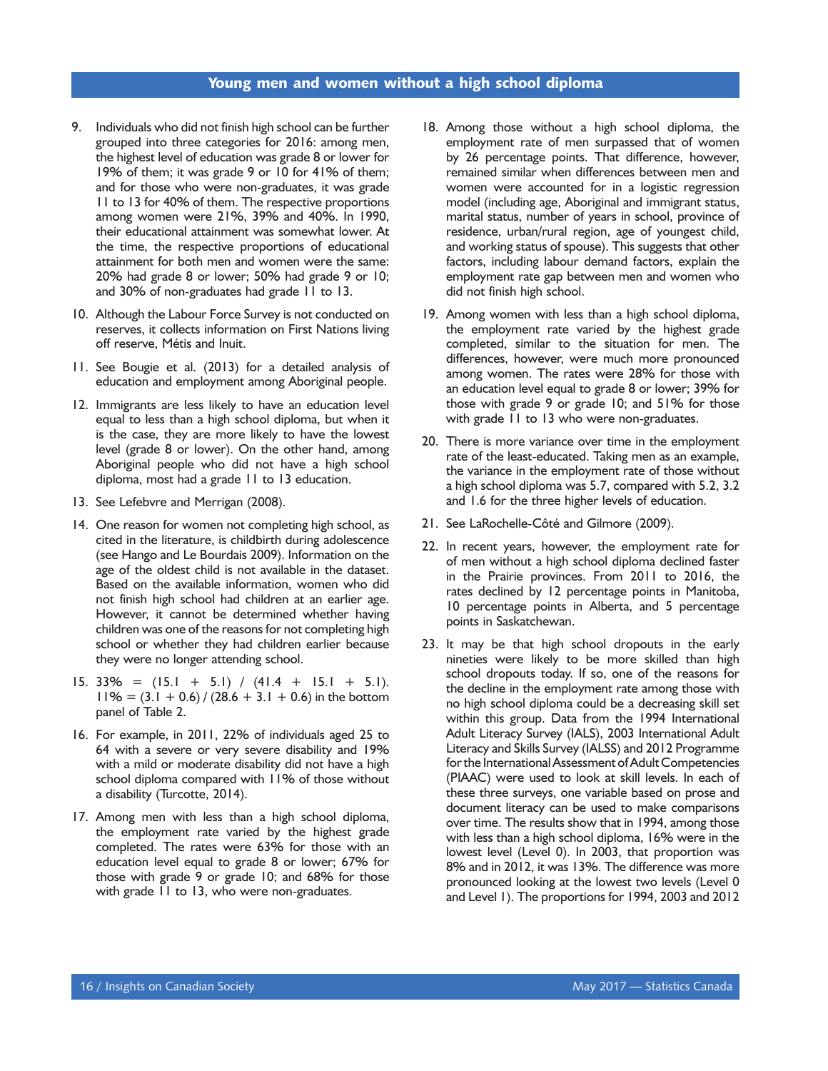9. Individuals who did not finish high school can be further grouped into three categories for 2016: among men, the highest level of education was grade 8 or lower for 19% of them; it was grade 9 or 10 for 41% of them; and for those who were non-graduates, it was grade 11 to 13 for 40% of them. The respective proportions among women were 21%, 39% and 40%. In 1990, their educational attainment was somewhat lower. At the time, the respective proportions of educational attainment for both men and women were the same: 20% had grade 8 or lower; 50% had grade 9 or 10; and 30% of non-graduates had grade 11 to 13.

10. Although the Labour Force Survey is not conducted on reserves, it collects information on First Nations living off reserve, Métis and Inuit.

11. See Bougie et al. (2013) for a detailed analysis of education and employment among Aboriginal people.

12. Immigrants are less likely to have an education level equal to less than a high school diploma, but when it is the case, they are more likely to have the lowest level (grade 8 or lower). On the other hand, among Aboriginal people who did not have a high school diploma, most had a grade 11 to 13 education.

13. See Lefebvre and Merrigan (2008).

14. One reason for women not completing high school, as cited in the literature, is childbirth during adolescence (see Hango and Le Bourdais 2009). Information on the age of the oldest child is not available in the dataset. Based on the available information, women who did not finish high school had children at an earlier age. However, it cannot be determined whether having children was one of the reasons for not completing high school or whether they had children earlier because they were no longer attending school.

15. 33% = (15.1 + 5.1) / (41.4 + 15.1 + 5.1). 11% = (3.1 + 0.6) / (28.6 + 3.1 + 0.6) in the bottom panel of Table 2.

16. For example, in 2011, 22% of individuals aged 25 to 64 with a severe or very severe disability and 19% with a mild or moderate disability did not have a high school diploma compared with 11% of those without a disability (Turcotte, 2014).

17. Among men with less than a high school diploma, the employment rate varied by the highest grade completed. The rates were 63% for those with an education level equal to grade 8 or lower; 67% for those with grade 9 or grade 10; and 68% for those with grade 11 to 13, who were non-graduates.

18. Among those without a high school diploma, the employment rate of men surpassed that of women by 26 percentage points. That difference, however, remained similar when differences between men and women were accounted for in a logistic regression model (including age, Aboriginal and immigrant status, marital status, number of years in school, province of residence, urban/rural region, age of youngest child, and working status of spouse). This suggests that other factors, including labour demand factors, explain the employment rate gap between men and women who did not finish high school.

19. Among women with less than a high school diploma, the employment rate varied by the highest grade completed, similar to the situation for men. The differences, however, were much more pronounced among women. The rates were 28% for those with an education level equal to grade 8 or lower; 39% for those with grade 9 or grade 10; and 51% for those with grade 11 to 13 who were non-graduates.

20. There is more variance over time in the employment rate of the least-educated. Taking men as an example, the variance in the employment rate of those without a high school diploma was 5.7, compared with 5.2, 3.2 and 1.6 for the three higher levels of education.

21. See LaRochelle-Côté and Gilmore (2009).

22. In recent years, however, the employment rate for of men without a high school diploma declined faster in the Prairie provinces. From 2011 to 2016, the rates declined by 12 percentage points in Manitoba, 10 percentage points in Alberta, and 5 percentage points in Saskatchewan.

23. It may be that high school dropouts in the early nineties were likely to be more skilled than high school dropouts today. If so, one of the reasons for the decline in the employment rate among those with no high school diploma could be a decreasing skill set within this group. Data from the 1994 International Adult Literacy Survey (IALS), 2003 International Adult Literacy and Skills Survey (IALSS) and 2012 Programme for the International Assessment of Adult Competencies (PIAAC) were used to look at skill levels. In each of these three surveys, one variable based on prose and document literacy can be used to make comparisons over time. The results show that in 1994, among those with less than a high school diploma, 16% were in the lowest level (Level 0). In 2003, that proportion was 8% and in 2012, it was 13%. The difference was more pronounced looking at the lowest two levels (Level 0 and Level 1). The proportions for 1994, 2003 and 2012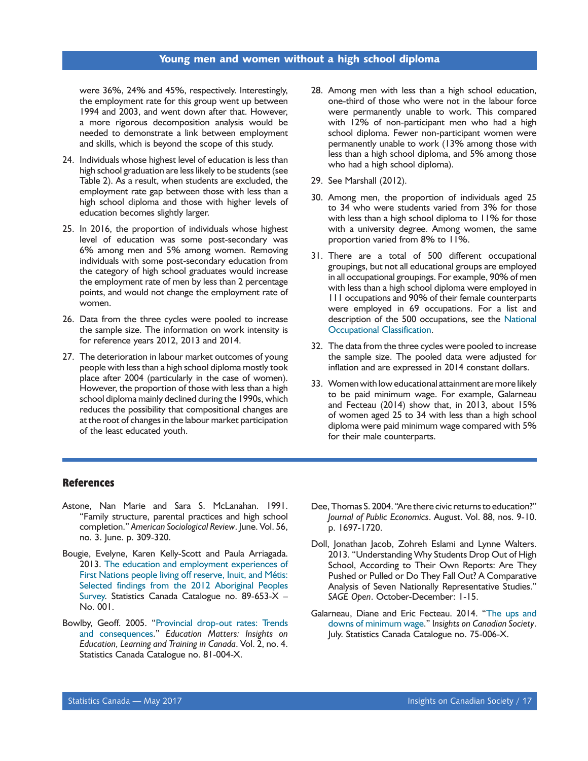were 36%, 24% and 45%, respectively. Interestingly, the employment rate for this group went up between 1994 and 2003, and went down after that. However, a more rigorous decomposition analysis would be needed to demonstrate a link between employment and skills, which is beyond the scope of this study.

24. Individuals whose highest level of education is less than high school graduation are less likely to be students (see Table 2). As a result, when students are excluded, the employment rate gap between those with less than a high school diploma and those with higher levels of education becomes slightly larger.

25. In 2016, the proportion of individuals whose highest level of education was some post-secondary was 6% among men and 5% among women. Removing individuals with some post-secondary education from the category of high school graduates would increase the employment rate of men by less than 2 percentage points, and would not change the employment rate of women.

26. Data from the three cycles were pooled to increase the sample size. The information on work intensity is for reference years 2012, 2013 and 2014.

27. The deterioration in labour market outcomes of young people with less than a high school diploma mostly took place after 2004 (particularly in the case of women). However, the proportion of those with less than a high school diploma mainly declined during the 1990s, which reduces the possibility that compositional changes are at the root of changes in the labour market participation of the least educated youth.

28. Among men with less than a high school education, one-third of those who were not in the labour force were permanently unable to work. This compared with 12% of non-participant men who had a high school diploma. Fewer non-participant women were permanently unable to work (13% among those with less than a high school diploma, and 5% among those who had a high school diploma).

29. See Marshall (2012).

30. Among men, the proportion of individuals aged 25 to 34 who were students varied from 3% for those with less than a high school diploma to 11% for those with a university degree. Among women, the same proportion varied from 8% to 11%.

31. There are a total of 500 different occupational groupings, but not all educational groups are employed in all occupational groupings. For example, 90% of men with less than a high school diploma were employed in 111 occupations and 90% of their female counterparts were employed in 69 occupations. For a list and description of the 500 occupations, see the National Occupational Classification.

32. The data from the three cycles were pooled to increase the sample size. The pooled data were adjusted for inflation and are expressed in 2014 constant dollars.

33. Women with low educational attainment are more likely to be paid minimum wage. For example, Galarneau and Fecteau (2014) show that, in 2013, about 15% of women aged 25 to 34 with less than a high school diploma were paid minimum wage compared with 5% for their male counterparts.

## References

Astone, Nan Marie and Sara S. McLanahan. 1991. "Family structure, parental practices and high school completion." *American Sociological Review*. June. Vol. 56, no. 3. June. p. 309-320.

Bougie, Evelyne, Karen Kelly-Scott and Paula Arriagada. 2013. The education and employment experiences of First Nations people living off reserve, Inuit, and Métis: Selected findings from the 2012 Aboriginal Peoples Survey. Statistics Canada Catalogue no. 89-653-X – No. 001.

Bowlby, Geoff. 2005. "Provincial drop-out rates: Trends and consequences." *Education Matters: Insights on Education, Learning and Training in Canada*. Vol. 2, no. 4. Statistics Canada Catalogue no. 81-004-X.

Dee, Thomas S. 2004. "Are there civic returns to education?" *Journal of Public Economics*. August. Vol. 88, nos. 9-10. p. 1697-1720.

Doll, Jonathan Jacob, Zohreh Eslami and Lynne Walters. 2013. "Understanding Why Students Drop Out of High School, According to Their Own Reports: Are They Pushed or Pulled or Do They Fall Out? A Comparative Analysis of Seven Nationally Representative Studies." *SAGE Open*. October-December: 1-15.

Galarneau, Diane and Eric Fecteau. 2014. "The ups and downs of minimum wage." *Insights on Canadian Society*. July. Statistics Canada Catalogue no. 75-006-X.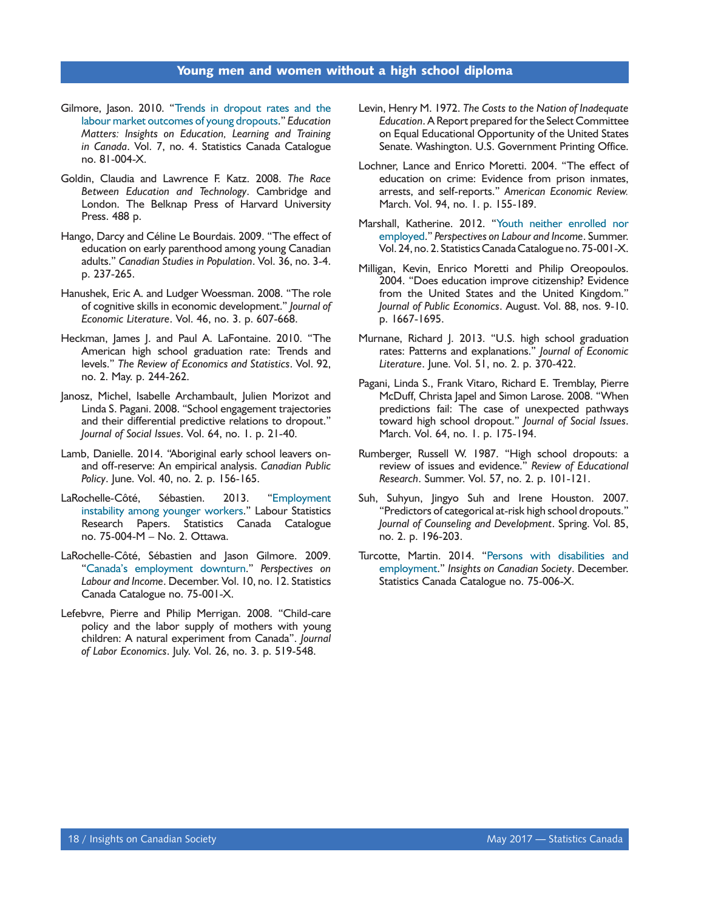Gilmore, Jason. 2010. "Trends in dropout rates and the labour market outcomes of young dropouts." *Education Matters: Insights on Education, Learning and Training in Canada*. Vol. 7, no. 4. Statistics Canada Catalogue no. 81-004-X.

Goldin, Claudia and Lawrence F. Katz. 2008. *The Race Between Education and Technology*. Cambridge and London. The Belknap Press of Harvard University Press. 488 p.

Hango, Darcy and Céline Le Bourdais. 2009. "The effect of education on early parenthood among young Canadian adults." *Canadian Studies in Population*. Vol. 36, no. 3-4. p. 237-265.

Hanushek, Eric A. and Ludger Woessman. 2008. "The role of cognitive skills in economic development." *Journal of Economic Literature*. Vol. 46, no. 3. p. 607-668.

Heckman, James J. and Paul A. LaFontaine. 2010. "The American high school graduation rate: Trends and levels." *The Review of Economics and Statistics*. Vol. 92, no. 2. May. p. 244-262.

Janosz, Michel, Isabelle Archambault, Julien Morizot and Linda S. Pagani. 2008. "School engagement trajectories and their differential predictive relations to dropout." *Journal of Social Issues*. Vol. 64, no. 1. p. 21-40.

Lamb, Danielle. 2014. "Aboriginal early school leavers on- and off-reserve: An empirical analysis. *Canadian Public Policy*. June. Vol. 40, no. 2. p. 156-165.

LaRochelle-Côté, Sébastien. 2013. "Employment instability among younger workers." Labour Statistics Research Papers. Statistics Canada Catalogue no. 75-004-M – No. 2. Ottawa.

LaRochelle-Côté, Sébastien and Jason Gilmore. 2009. "Canada's employment downturn." *Perspectives on Labour and Income*. December. Vol. 10, no. 12. Statistics Canada Catalogue no. 75-001-X.

Lefebvre, Pierre and Philip Merrigan. 2008. "Child-care policy and the labor supply of mothers with young children: A natural experiment from Canada". *Journal of Labor Economics*. July. Vol. 26, no. 3. p. 519-548.

Levin, Henry M. 1972. *The Costs to the Nation of Inadequate Education*. A Report prepared for the Select Committee on Equal Educational Opportunity of the United States Senate. Washington. U.S. Government Printing Office.

Lochner, Lance and Enrico Moretti. 2004. "The effect of education on crime: Evidence from prison inmates, arrests, and self-reports." *American Economic Review*. March. Vol. 94, no. 1. p. 155-189.

Marshall, Katherine. 2012. "Youth neither enrolled nor employed." *Perspectives on Labour and Income*. Summer. Vol. 24, no. 2. Statistics Canada Catalogue no. 75-001-X.

Milligan, Kevin, Enrico Moretti and Philip Oreopoulos. 2004. "Does education improve citizenship? Evidence from the United States and the United Kingdom." *Journal of Public Economics*. August. Vol. 88, nos. 9-10. p. 1667-1695.

Murnane, Richard J. 2013. "U.S. high school graduation rates: Patterns and explanations." *Journal of Economic Literature*. June. Vol. 51, no. 2. p. 370-422.

Pagani, Linda S., Frank Vitaro, Richard E. Tremblay, Pierre McDuff, Christa Japel and Simon Larose. 2008. "When predictions fail: The case of unexpected pathways toward high school dropout." *Journal of Social Issues*. March. Vol. 64, no. 1. p. 175-194.

Rumberger, Russell W. 1987. "High school dropouts: a review of issues and evidence." *Review of Educational Research*. Summer. Vol. 57, no. 2. p. 101-121.

Suh, Suhyun, Jingyo Suh and Irene Houston. 2007. "Predictors of categorical at-risk high school dropouts." *Journal of Counseling and Development*. Spring. Vol. 85, no. 2. p. 196-203.

Turcotte, Martin. 2014. "Persons with disabilities and employment." *Insights on Canadian Society*. December. Statistics Canada Catalogue no. 75-006-X.